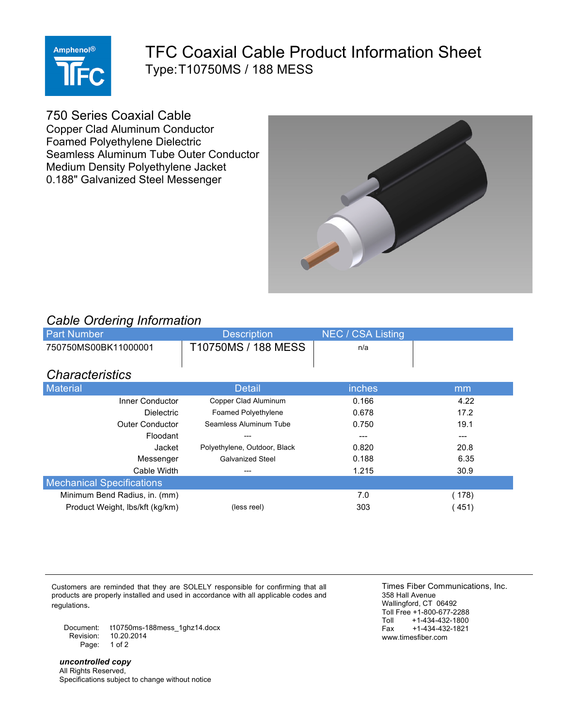# TFC Coaxial Cable Product Information Sheet

## Type:T10750MS / 188 MESS

### 750 Series Coaxial Cable

Copper Clad Aluminum Conductor
Foamed Polyethylene Dielectric
Seamless Aluminum Tube Outer Conductor
Medium Density Polyethylene Jacket
0.188" Galvanized Steel Messenger

## *Cable Ordering Information*

| Part Number | Description | NEC / CSA Listing | |
|---|---|---|---|
| 750750MS00BK11000001 | T10750MS / 188 MESS | n/a | |

## *Characteristics*

| Material | Detail | inches | mm |
|---|---|---|---|
| Inner Conductor | Copper Clad Aluminum | 0.166 | 4.22 |
| Dielectric | Foamed Polyethylene | 0.678 | 17.2 |
| Outer Conductor | Seamless Aluminum Tube | 0.750 | 19.1 |
| Floodant | --- | --- | --- |
| Jacket | Polyethylene, Outdoor, Black | 0.820 | 20.8 |
| Messenger | Galvanized Steel | 0.188 | 6.35 |
| Cable Width | --- | 1.215 | 30.9 |
| **Mechanical Specifications** | | | |
| Minimum Bend Radius, in. (mm) | | 7.0 | ( 178) |
| Product Weight, lbs/kft (kg/km) | (less reel) | 303 | ( 451) |

Customers are reminded that they are SOLELY responsible for confirming that all products are properly installed and used in accordance with all applicable codes and regulations.

Document: t10750ms-188mess_1ghz14.docx
Revision: 10.20.2014
Page: 1 of 2

***uncontrolled copy***
All Rights Reserved,
Specifications subject to change without notice

Times Fiber Communications, Inc.
358 Hall Avenue
Wallingford, CT 06492
Toll Free +1-800-677-2288
Toll +1-434-432-1800
Fax +1-434-432-1821
www.timesfiber.com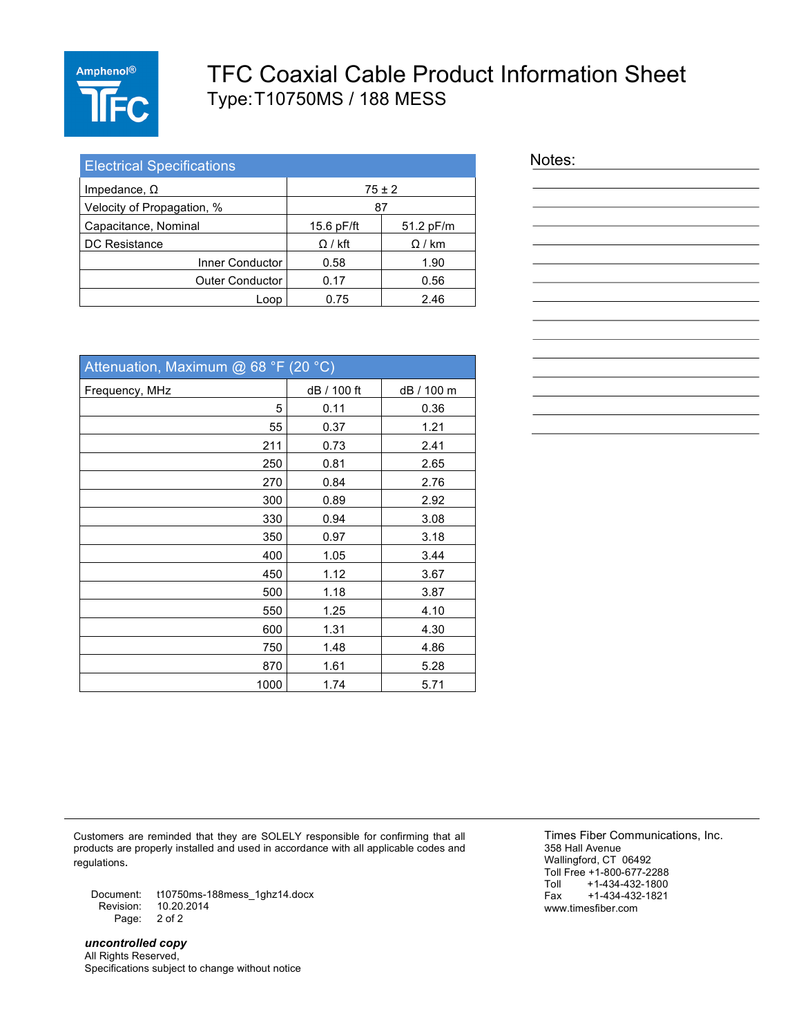Amphenol® TFC

# TFC Coaxial Cable Product Information Sheet

## Type:T10750MS / 188 MESS

| Electrical Specifications | | |
|---|---|---|
| Impedance, Ω | 75 ± 2 | |
| Velocity of Propagation, % | 87 | |
| Capacitance, Nominal | 15.6 pF/ft | 51.2 pF/m |
| DC Resistance | Ω / kft | Ω / km |
| Inner Conductor | 0.58 | 1.90 |
| Outer Conductor | 0.17 | 0.56 |
| Loop | 0.75 | 2.46 |

| Attenuation, Maximum @ 68 °F (20 °C) | | |
|---|---|---|
| Frequency, MHz | dB / 100 ft | dB / 100 m |
| 5 | 0.11 | 0.36 |
| 55 | 0.37 | 1.21 |
| 211 | 0.73 | 2.41 |
| 250 | 0.81 | 2.65 |
| 270 | 0.84 | 2.76 |
| 300 | 0.89 | 2.92 |
| 330 | 0.94 | 3.08 |
| 350 | 0.97 | 3.18 |
| 400 | 1.05 | 3.44 |
| 450 | 1.12 | 3.67 |
| 500 | 1.18 | 3.87 |
| 550 | 1.25 | 4.10 |
| 600 | 1.31 | 4.30 |
| 750 | 1.48 | 4.86 |
| 870 | 1.61 | 5.28 |
| 1000 | 1.74 | 5.71 |

Notes:

Customers are reminded that they are SOLELY responsible for confirming that all products are properly installed and used in accordance with all applicable codes and regulations.

Document: t10750ms-188mess_1ghz14.docx
Revision: 10.20.2014

***uncontrolled copy***
All Rights Reserved,
Specifications subject to change without notice

Times Fiber Communications, Inc.
358 Hall Avenue
Wallingford, CT 06492
Toll Free +1-800-677-2288
Toll +1-434-432-1800
Fax +1-434-432-1821
www.timesfiber.com